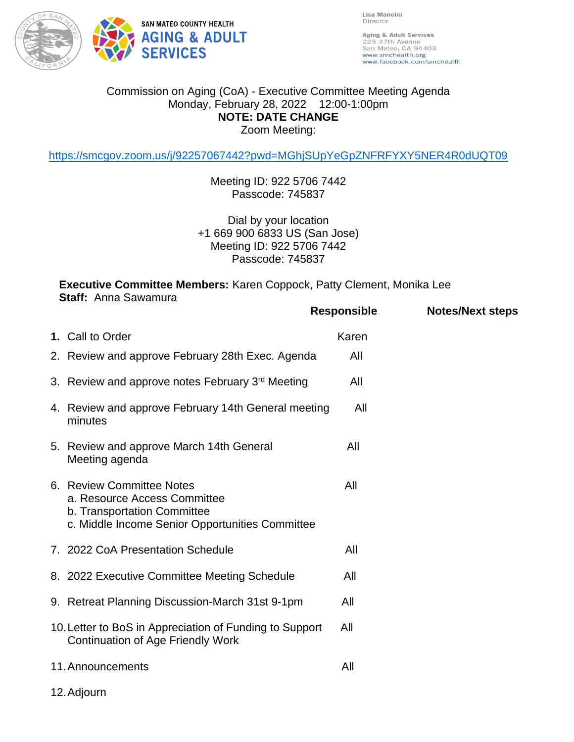SAN MATEO COUNTY HEALTH
**AGING & ADULT SERVICES**

Lisa Mancini
Director

Aging & Adult Services
225 37th Avenue
San Mateo, CA 94403
www.smchealth.org
www.facebook.com/smchealth

Commission on Aging (CoA) - Executive Committee Meeting Agenda
Monday, February 28, 2022 12:00-1:00pm
**NOTE: DATE CHANGE**
Zoom Meeting:

https://smcgov.zoom.us/j/92257067442?pwd=MGhjSUpYeGpZNFRFYXY5NER4R0dUQT09

Meeting ID: 922 5706 7442
Passcode: 745837

Dial by your location
+1 669 900 6833 US (San Jose)
Meeting ID: 922 5706 7442
Passcode: 745837

**Executive Committee Members:** Karen Coppock, Patty Clement, Monika Lee
**Staff:** Anna Sawamura

| | Responsible | Notes/Next steps |
|---|---|---|
| **1.** Call to Order | Karen | |
| 2. Review and approve February 28th Exec. Agenda | All | |
| 3. Review and approve notes February 3rd Meeting | All | |
| 4. Review and approve February 14th General meeting minutes | All | |
| 5. Review and approve March 14th General Meeting agenda | All | |
| 6. Review Committee Notes<br>a. Resource Access Committee<br>b. Transportation Committee<br>c. Middle Income Senior Opportunities Committee | All | |
| 7. 2022 CoA Presentation Schedule | All | |
| 8. 2022 Executive Committee Meeting Schedule | All | |
| 9. Retreat Planning Discussion-March 31st 9-1pm | All | |
| 10. Letter to BoS in Appreciation of Funding to Support Continuation of Age Friendly Work | All | |
| 11. Announcements | All | |
| 12. Adjourn | | |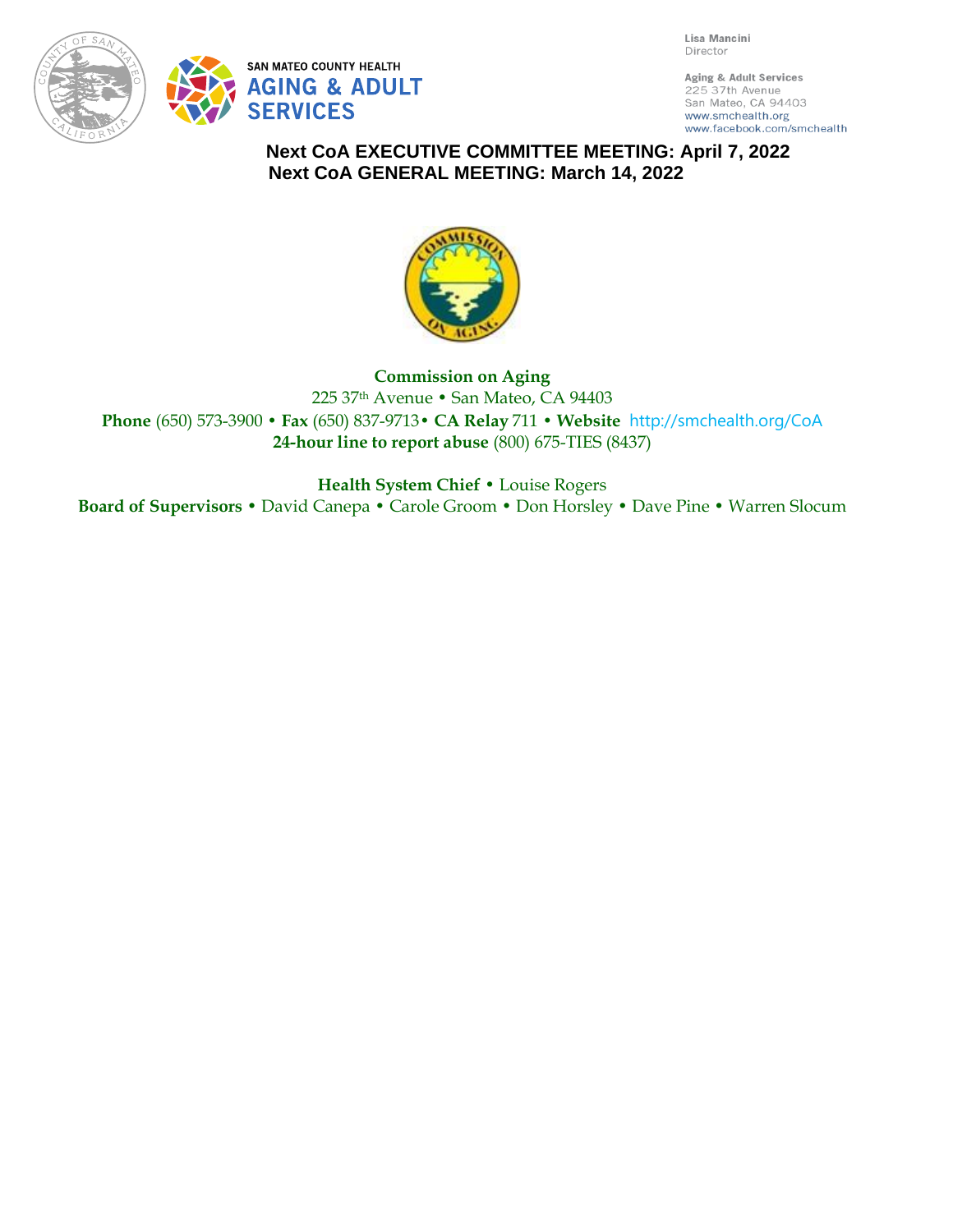Lisa Mancini
Director

**Aging & Adult Services**
225 37th Avenue
San Mateo, CA 94403
www.smchealth.org
www.facebook.com/smchealth

SAN MATEO COUNTY HEALTH
**AGING & ADULT SERVICES**

**Next CoA EXECUTIVE COMMITTEE MEETING: April 7, 2022**
**Next CoA GENERAL MEETING: March 14, 2022**

**Commission on Aging**
225 37th Avenue • San Mateo, CA 94403
**Phone** (650) 573-3900 • **Fax** (650) 837-9713 • **CA Relay** 711 • **Website** http://smchealth.org/CoA
**24-hour line to report abuse** (800) 675-TIES (8437)

**Health System Chief** • Louise Rogers
**Board of Supervisors** • David Canepa • Carole Groom • Don Horsley • Dave Pine • Warren Slocum